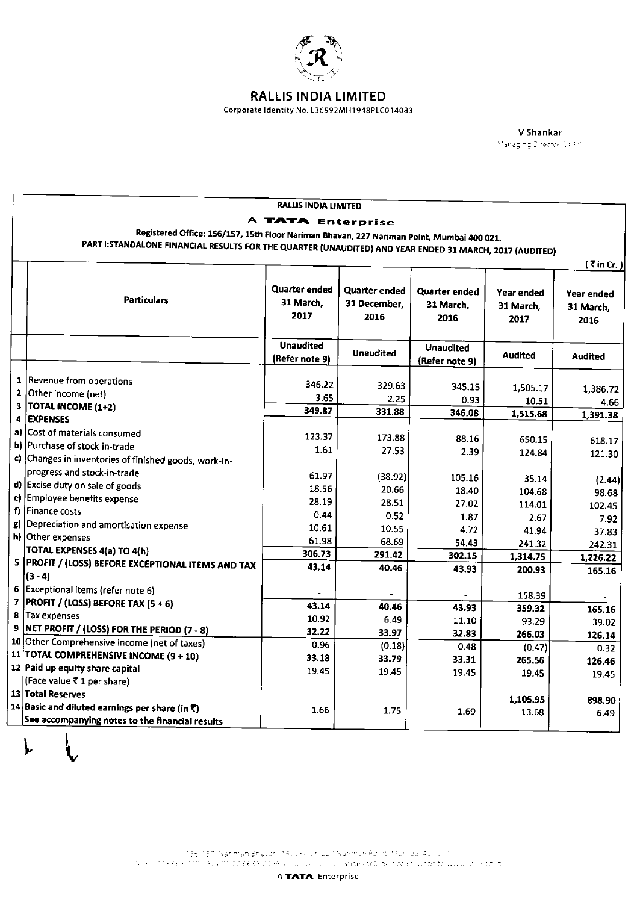# RALLIS INDIA LIMITED

Corporate Identity No. L36992MH1948PLC014083

V Shankar
Managing Director & CEO

## RALLIS INDIA LIMITED

**A TATA Enterprise**

**Registered Office: 156/157, 15th Floor Nariman Bhavan, 227 Nariman Point, Mumbai 400 021.**

**PART I:STANDALONE FINANCIAL RESULTS FOR THE QUARTER (UNAUDITED) AND YEAR ENDED 31 MARCH, 2017 (AUDITED)**

(₹ in Cr.)

| | Particulars | Quarter ended 31 March, 2017 | Quarter ended 31 December, 2016 | Quarter ended 31 March, 2016 | Year ended 31 March, 2017 | Year ended 31 March, 2016 |
|---|---|---|---|---|---|---|
| | | Unaudited (Refer note 9) | Unaudited | Unaudited (Refer note 9) | Audited | Audited |
| 1 | Revenue from operations | 346.22 | 329.63 | 345.15 | 1,505.17 | 1,386.72 |
| 2 | Other income (net) | 3.65 | 2.25 | 0.93 | 10.51 | 4.66 |
| 3 | **TOTAL INCOME (1+2)** | **349.87** | **331.88** | **346.08** | **1,515.68** | **1,391.38** |
| 4 | **EXPENSES** | | | | | |
| a) | Cost of materials consumed | 123.37 | 173.88 | 88.16 | 650.15 | 618.17 |
| b) | Purchase of stock-in-trade | 1.61 | 27.53 | 2.39 | 124.84 | 121.30 |
| c) | Changes in inventories of finished goods, work-in-progress and stock-in-trade | 61.97 | (38.92) | 105.16 | 35.14 | (2.44) |
| d) | Excise duty on sale of goods | 18.56 | 20.66 | 18.40 | 104.68 | 98.68 |
| e) | Employee benefits expense | 28.19 | 28.51 | 27.02 | 114.01 | 102.45 |
| f) | Finance costs | 0.44 | 0.52 | 1.87 | 2.67 | 7.92 |
| g) | Depreciation and amortisation expense | 10.61 | 10.55 | 4.72 | 41.94 | 37.83 |
| h) | Other expenses | 61.98 | 68.69 | 54.43 | 241.32 | 242.31 |
| | **TOTAL EXPENSES 4(a) TO 4(h)** | **306.73** | **291.42** | **302.15** | **1,314.75** | **1,226.22** |
| 5 | **PROFIT / (LOSS) BEFORE EXCEPTIONAL ITEMS AND TAX (3 - 4)** | **43.14** | **40.46** | **43.93** | **200.93** | **165.16** |
| 6 | Exceptional items (refer note 6) | - | - | - | 158.39 | - |
| 7 | **PROFIT / (LOSS) BEFORE TAX (5 + 6)** | **43.14** | **40.46** | **43.93** | **359.32** | **165.16** |
| 8 | Tax expenses | 10.92 | 6.49 | 11.10 | 93.29 | 39.02 |
| 9 | **NET PROFIT / (LOSS) FOR THE PERIOD (7 - 8)** | **32.22** | **33.97** | **32.83** | **266.03** | **126.14** |
| 10 | Other Comprehensive Income (net of taxes) | 0.96 | (0.18) | 0.48 | (0.47) | 0.32 |
| 11 | **TOTAL COMPREHENSIVE INCOME (9 + 10)** | **33.18** | **33.79** | **33.31** | **265.56** | **126.46** |
| 12 | **Paid up equity share capital** (Face value ₹ 1 per share) | 19.45 | 19.45 | 19.45 | 19.45 | 19.45 |
| 13 | **Total Reserves** | | | | 1,105.95 | 898.90 |
| 14 | **Basic and diluted earnings per share (in ₹)** | 1.66 | 1.75 | 1.69 | 13.68 | 6.49 |
| | **See accompanying notes to the financial results** | | | | | |

A TATA Enterprise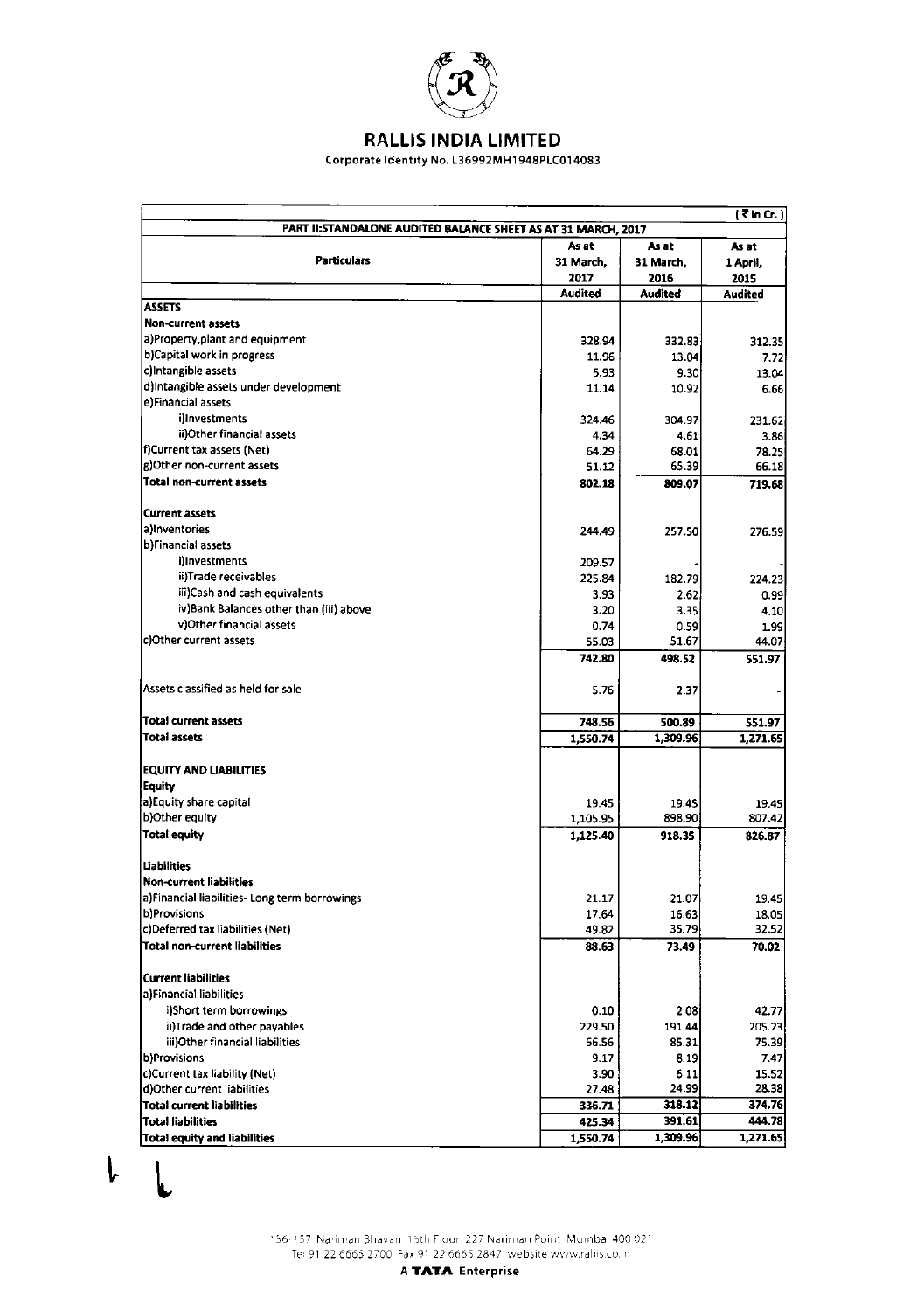# RALLIS INDIA LIMITED

Corporate Identity No. L36992MH1948PLC014083

(₹ in Cr.)

**PART II:STANDALONE AUDITED BALANCE SHEET AS AT 31 MARCH, 2017**

| Particulars | As at 31 March, 2017 | As at 31 March, 2016 | As at 1 April, 2015 |
|---|---|---|---|
| | Audited | Audited | Audited |
| **ASSETS** | | | |
| **Non-current assets** | | | |
| a)Property,plant and equipment | 328.94 | 332.83 | 312.35 |
| b)Capital work in progress | 11.96 | 13.04 | 7.72 |
| c)Intangible assets | 5.93 | 9.30 | 13.04 |
| d)Intangible assets under development | 11.14 | 10.92 | 6.66 |
| e)Financial assets | | | |
| i)Investments | 324.46 | 304.97 | 231.62 |
| ii)Other financial assets | 4.34 | 4.61 | 3.86 |
| f)Current tax assets (Net) | 64.29 | 68.01 | 78.25 |
| g)Other non-current assets | 51.12 | 65.39 | 66.18 |
| **Total non-current assets** | **802.18** | **809.07** | **719.68** |
| **Current assets** | | | |
| a)Inventories | 244.49 | 257.50 | 276.59 |
| b)Financial assets | | | |
| i)Investments | 209.57 | - | - |
| ii)Trade receivables | 225.84 | 182.79 | 224.23 |
| iii)Cash and cash equivalents | 3.93 | 2.62 | 0.99 |
| iv)Bank Balances other than (iii) above | 3.20 | 3.35 | 4.10 |
| v)Other financial assets | 0.74 | 0.59 | 1.99 |
| c)Other current assets | 55.03 | 51.67 | 44.07 |
| | **742.80** | **498.52** | **551.97** |
| Assets classified as held for sale | 5.76 | 2.37 | - |
| **Total current assets** | **748.56** | **500.89** | **551.97** |
| **Total assets** | **1,550.74** | **1,309.96** | **1,271.65** |
| **EQUITY AND LIABILITIES** | | | |
| **Equity** | | | |
| a)Equity share capital | 19.45 | 19.45 | 19.45 |
| b)Other equity | 1,105.95 | 898.90 | 807.42 |
| **Total equity** | **1,125.40** | **918.35** | **826.87** |
| **Liabilities** | | | |
| **Non-current liabilities** | | | |
| a)Financial liabilities- Long term borrowings | 21.17 | 21.07 | 19.45 |
| b)Provisions | 17.64 | 16.63 | 18.05 |
| c)Deferred tax liabilities (Net) | 49.82 | 35.79 | 32.52 |
| **Total non-current liabilities** | **88.63** | **73.49** | **70.02** |
| **Current liabilities** | | | |
| a)Financial liabilities | | | |
| i)Short term borrowings | 0.10 | 2.08 | 42.77 |
| ii)Trade and other payables | 229.50 | 191.44 | 205.23 |
| iii)Other financial liabilities | 66.56 | 85.31 | 75.39 |
| b)Provisions | 9.17 | 8.19 | 7.47 |
| c)Current tax liability (Net) | 3.90 | 6.11 | 15.52 |
| d)Other current liabilities | 27.48 | 24.99 | 28.38 |
| **Total current liabilities** | **336.71** | **318.12** | **374.76** |
| **Total liabilities** | **425.34** | **391.61** | **444.78** |
| **Total equity and liabilities** | **1,550.74** | **1,309.96** | **1,271.65** |

156-157 Nariman Bhavan 15th Floor 227 Nariman Point Mumbai 400 021
Tel 91 22 6665 2700 Fax 91 22 6665 2847 website www.rallis.co.in

**A TATA Enterprise**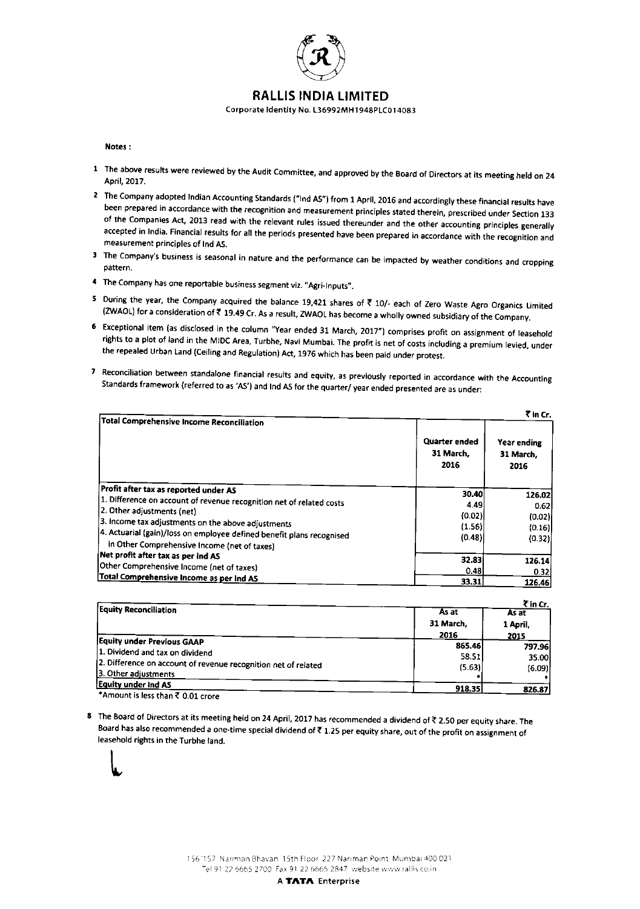# RALLIS INDIA LIMITED

Corporate Identity No. L36992MH1948PLC014083

**Notes :**

1. The above results were reviewed by the Audit Committee, and approved by the Board of Directors at its meeting held on 24 April, 2017.
2. The Company adopted Indian Accounting Standards ("Ind AS") from 1 April, 2016 and accordingly these financial results have been prepared in accordance with the recognition and measurement principles stated therein, prescribed under Section 133 of the Companies Act, 2013 read with the relevant rules issued thereunder and the other accounting principles generally accepted in India. Financial results for all the periods presented have been prepared in accordance with the recognition and measurement principles of Ind AS.
3. The Company's business is seasonal in nature and the performance can be impacted by weather conditions and cropping pattern.
4. The Company has one reportable business segment viz. "Agri-Inputs".
5. During the year, the Company acquired the balance 19,421 shares of ₹ 10/- each of Zero Waste Agro Organics Limited (ZWAOL) for a consideration of ₹ 19.49 Cr. As a result, ZWAOL has become a wholly owned subsidiary of the Company.
6. Exceptional item (as disclosed in the column "Year ended 31 March, 2017") comprises profit on assignment of leasehold rights to a plot of land in the MIDC Area, Turbhe, Navi Mumbai. The profit is net of costs including a premium levied, under the repealed Urban Land (Ceiling and Regulation) Act, 1976 which has been paid under protest.
7. Reconciliation between standalone financial results and equity, as previously reported in accordance with the Accounting Standards framework (referred to as 'AS') and Ind AS for the quarter/ year ended presented are as under:

₹ in Cr.

| Total Comprehensive Income Reconciliation | Quarter ended 31 March, 2016 | Year ending 31 March, 2016 |
|---|---|---|
| **Profit after tax as reported under AS** | 30.40 | 126.02 |
| 1. Difference on account of revenue recognition net of related costs | 4.49 | 0.62 |
| 2. Other adjustments (net) | (0.02) | (0.02) |
| 3. Income tax adjustments on the above adjustments | (1.56) | (0.16) |
| 4. Actuarial (gain)/loss on employee defined benefit plans recognised in Other Comprehensive Income (net of taxes) | (0.48) | (0.32) |
| **Net profit after tax as per Ind AS** | 32.83 | 126.14 |
| Other Comprehensive Income (net of taxes) | 0.48 | 0.32 |
| **Total Comprehensive Income as per Ind AS** | 33.31 | 126.46 |

₹ in Cr.

| Equity Reconciliation | As at 31 March, 2016 | As at 1 April, 2015 |
|---|---|---|
| **Equity under Previous GAAP** | 865.46 | 797.96 |
| 1. Dividend and tax on dividend | 58.51 | 35.00 |
| 2. Difference on account of revenue recognition net of related | (5.63) | (6.09) |
| 3. Other adjustments | * | * |
| **Equity under Ind AS** | 918.35 | 826.87 |

*Amount is less than ₹ 0.01 crore

8. The Board of Directors at its meeting held on 24 April, 2017 has recommended a dividend of ₹ 2.50 per equity share. The Board has also recommended a one-time special dividend of ₹ 1.25 per equity share, out of the profit on assignment of leasehold rights in the Turbhe land.

156/157 Nariman Bhavan 15th Floor 227 Nariman Point Mumbai 400 021
Tel 91 22 6665 2700 Fax 91 22 6665 2847 website www.rallis.co.in

A **TATA** Enterprise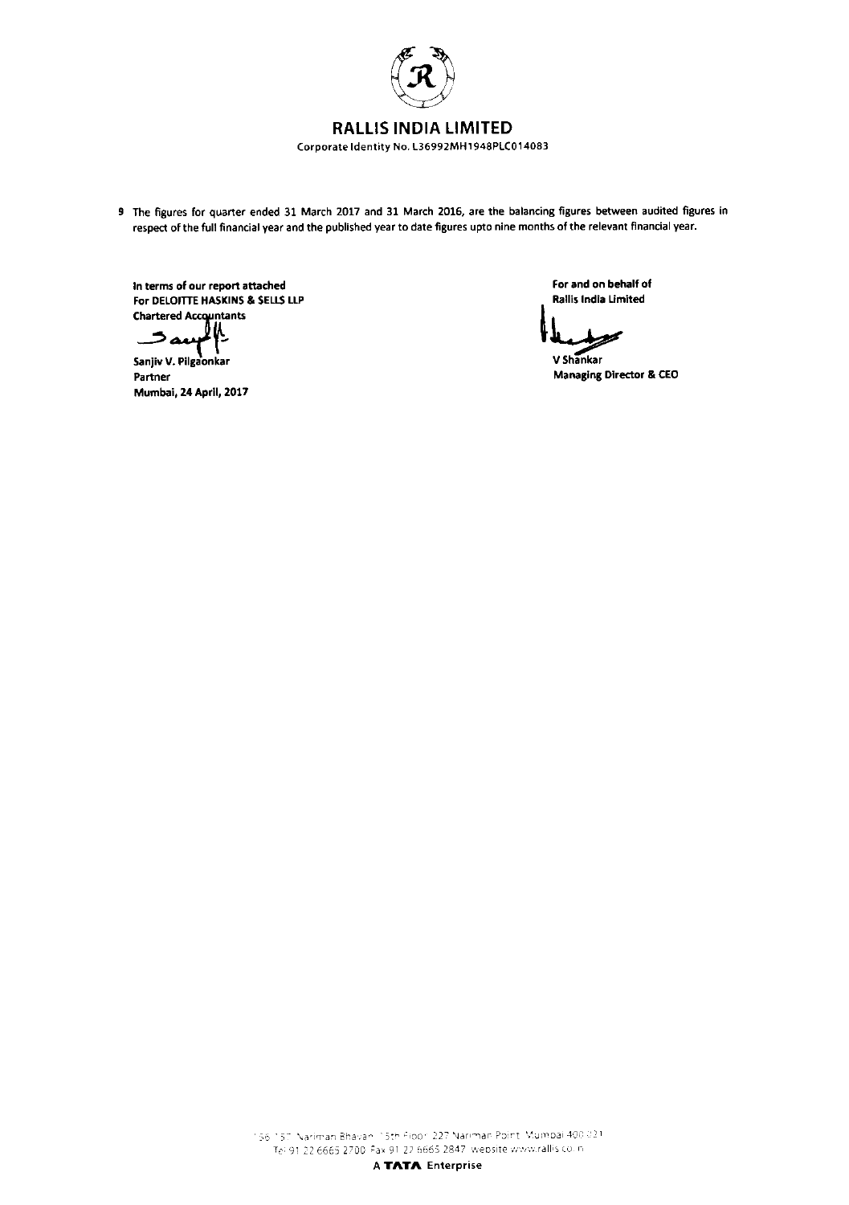# RALLIS INDIA LIMITED

Corporate Identity No. L36992MH1948PLC014083

9 The figures for quarter ended 31 March 2017 and 31 March 2016, are the balancing figures between audited figures in respect of the full financial year and the published year to date figures upto nine months of the relevant financial year.

**In terms of our report attached**
**For DELOITTE HASKINS & SELLS LLP**
**Chartered Accountants**

**Sanjiv V. Pilgaonkar**
**Partner**
**Mumbai, 24 April, 2017**

**For and on behalf of**
**Rallis India Limited**

**V Shankar**
**Managing Director & CEO**

156/157 Nariman Bhavan 15th Floor 227 Nariman Point Mumbai 400 021
Tel 91 22 6665 2700 Fax 91 22 6665 2847 website www.rallis.co.in

A **TATA** Enterprise